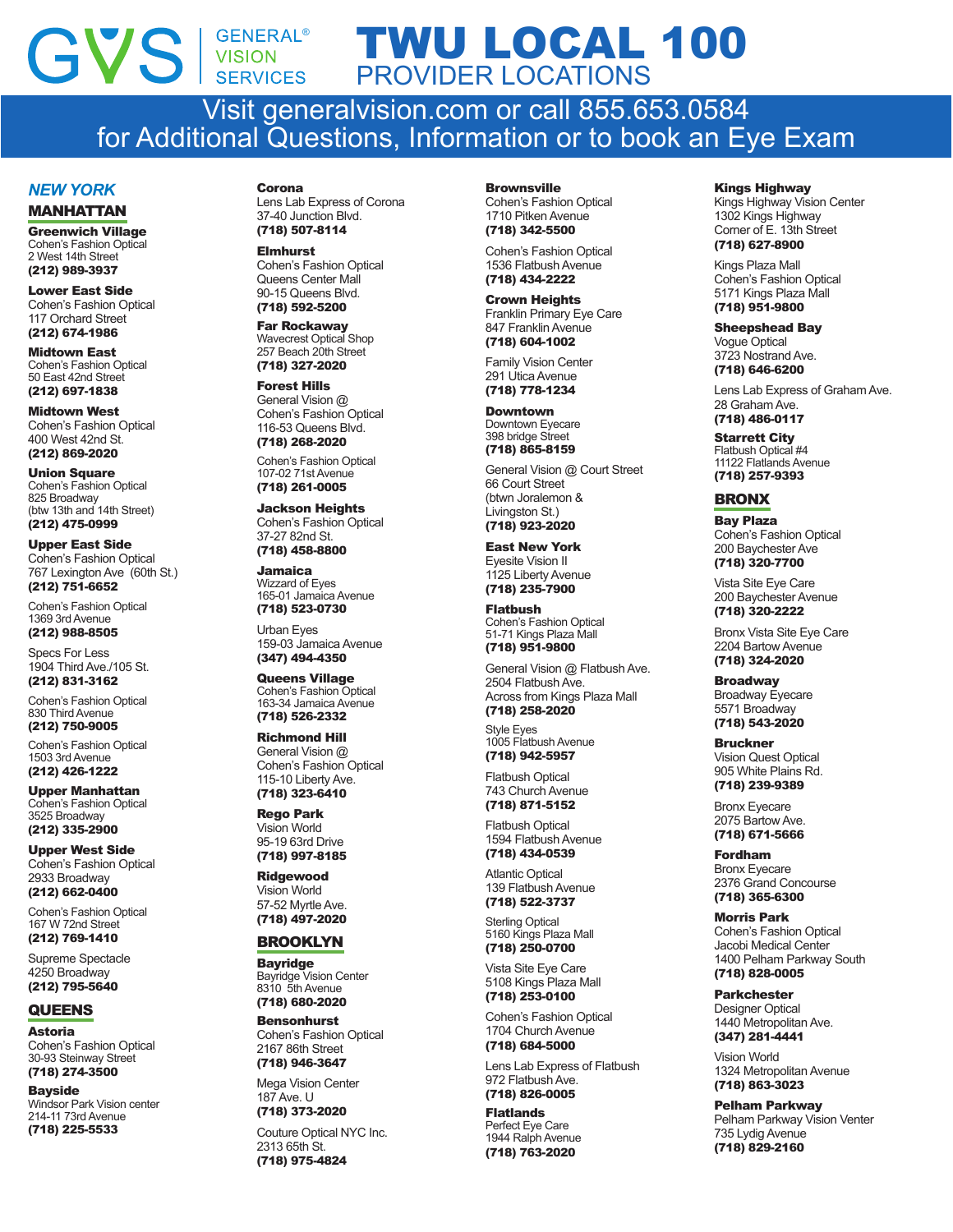# GVS GENERAL® VISION SERVICES

# TWU LOCAL 100 PROVIDER LOCATIONS

**Visit generalvision.com or call 855.653.0584 for Additional Questions, Information or to book an Eye Exam**

## *NEW YORK*

## MANHATTAN

**Greenwich Village**
Cohen's Fashion Optical
2 West 14th Street
**(212) 989-3937**

**Lower East Side**
Cohen's Fashion Optical
117 Orchard Street
**(212) 674-1986**

**Midtown East**
Cohen's Fashion Optical
50 East 42nd Street
**(212) 697-1838**

**Midtown West**
Cohen's Fashion Optical
400 West 42nd St.
**(212) 869-2020**

**Union Square**
Cohen's Fashion Optical
825 Broadway
(btw 13th and 14th Street)
**(212) 475-0999**

**Upper East Side**
Cohen's Fashion Optical
767 Lexington Ave (60th St.)
**(212) 751-6652**

Cohen's Fashion Optical
1369 3rd Avenue
**(212) 988-8505**

Specs For Less
1904 Third Ave./105 St.
**(212) 831-3162**

Cohen's Fashion Optical
830 Third Avenue
**(212) 750-9005**

Cohen's Fashion Optical
1503 3rd Avenue
**(212) 426-1222**

**Upper Manhattan**
Cohen's Fashion Optical
3525 Broadway
**(212) 335-2900**

**Upper West Side**
Cohen's Fashion Optical
2933 Broadway
**(212) 662-0400**

Cohen's Fashion Optical
167 W 72nd Street
**(212) 769-1410**

Supreme Spectacle
4250 Broadway
**(212) 795-5640**

## QUEENS

**Astoria**
Cohen's Fashion Optical
30-93 Steinway Street
**(718) 274-3500**

**Bayside**
Windsor Park Vision center
214-11 73rd Avenue
**(718) 225-5533**

**Corona**
Lens Lab Express of Corona
37-40 Junction Blvd.
**(718) 507-8114**

**Elmhurst**
Cohen's Fashion Optical
Queens Center Mall
90-15 Queens Blvd.
**(718) 592-5200**

**Far Rockaway**
Wavecrest Optical Shop
257 Beach 20th Street
**(718) 327-2020**

**Forest Hills**
General Vision @
Cohen's Fashion Optical
116-53 Queens Blvd.
**(718) 268-2020**

Cohen's Fashion Optical
107-02 71st Avenue
**(718) 261-0005**

**Jackson Heights**
Cohen's Fashion Optical
37-27 82nd St.
**(718) 458-8800**

**Jamaica**
Wizzard of Eyes
165-01 Jamaica Avenue
**(718) 523-0730**

Urban Eyes
159-03 Jamaica Avenue
**(347) 494-4350**

**Queens Village**
Cohen's Fashion Optical
163-34 Jamaica Avenue
**(718) 526-2332**

**Richmond Hill**
General Vision @
Cohen's Fashion Optical
115-10 Liberty Ave.
**(718) 323-6410**

**Rego Park**
Vision World
95-19 63rd Drive
**(718) 997-8185**

**Ridgewood**
Vision World
57-52 Myrtle Ave.
**(718) 497-2020**

## BROOKLYN

**Bayridge**
Bayridge Vision Center
8310 5th Avenue
**(718) 680-2020**

**Bensonhurst**
Cohen's Fashion Optical
2167 86th Street
**(718) 946-3647**

Mega Vision Center
187 Ave. U
**(718) 373-2020**

Couture Optical NYC Inc.
2313 65th St.
**(718) 975-4824**

**Brownsville**
Cohen's Fashion Optical
1710 Pitken Avenue
**(718) 342-5500**

Cohen's Fashion Optical
1536 Flatbush Avenue
**(718) 434-2222**

**Crown Heights**
Franklin Primary Eye Care
847 Franklin Avenue
**(718) 604-1002**

Family Vision Center
291 Utica Avenue
**(718) 778-1234**

**Downtown**
Downtown Eyecare
398 bridge Street
**(718) 865-8159**

General Vision @ Court Street
66 Court Street
(btwn Joralemon &
Livingston St.)
**(718) 923-2020**

**East New York**
Eyesite Vision II
1125 Liberty Avenue
**(718) 235-7900**

**Flatbush**
Cohen's Fashion Optical
51-71 Kings Plaza Mall
**(718) 951-9800**

General Vision @ Flatbush Ave.
2504 Flatbush Ave.
Across from Kings Plaza Mall
**(718) 258-2020**

Style Eyes
1005 Flatbush Avenue
**(718) 942-5957**

Flatbush Optical
743 Church Avenue
**(718) 871-5152**

Flatbush Optical
1594 Flatbush Avenue
**(718) 434-0539**

Atlantic Optical
139 Flatbush Avenue
**(718) 522-3737**

Sterling Optical
5160 Kings Plaza Mall
**(718) 250-0700**

Vista Site Eye Care
5108 Kings Plaza Mall
**(718) 253-0100**

Cohen's Fashion Optical
1704 Church Avenue
**(718) 684-5000**

Lens Lab Express of Flatbush
972 Flatbush Ave.
**(718) 826-0005**

**Flatlands**
Perfect Eye Care
1944 Ralph Avenue
**(718) 763-2020**

**Kings Highway**
Kings Highway Vision Center
1302 Kings Highway
Corner of E. 13th Street
**(718) 627-8900**

Kings Plaza Mall
Cohen's Fashion Optical
5171 Kings Plaza Mall
**(718) 951-9800**

**Sheepshead Bay**
Vogue Optical
3723 Nostrand Ave.
**(718) 646-6200**

Lens Lab Express of Graham Ave.
28 Graham Ave.
**(718) 486-0117**

**Starrett City**
Flatbush Optical #4
11122 Flatlands Avenue
**(718) 257-9393**

## BRONX

**Bay Plaza**
Cohen's Fashion Optical
200 Baychester Ave
**(718) 320-7700**

Vista Site Eye Care
200 Baychester Avenue
**(718) 320-2222**

Bronx Vista Site Eye Care
2204 Bartow Avenue
**(718) 324-2020**

**Broadway**
Broadway Eyecare
5571 Broadway
**(718) 543-2020**

**Bruckner**
Vision Quest Optical
905 White Plains Rd.
**(718) 239-9389**

Bronx Eyecare
2075 Bartow Ave.
**(718) 671-5666**

**Fordham**
Bronx Eyecare
2376 Grand Concourse
**(718) 365-6300**

**Morris Park**
Cohen's Fashion Optical
Jacobi Medical Center
1400 Pelham Parkway South
**(718) 828-0005**

**Parkchester**
Designer Optical
1440 Metropolitan Ave.
**(347) 281-4441**

Vision World
1324 Metropolitan Avenue
**(718) 863-3023**

**Pelham Parkway**
Pelham Parkway Vision Venter
735 Lydig Avenue
**(718) 829-2160**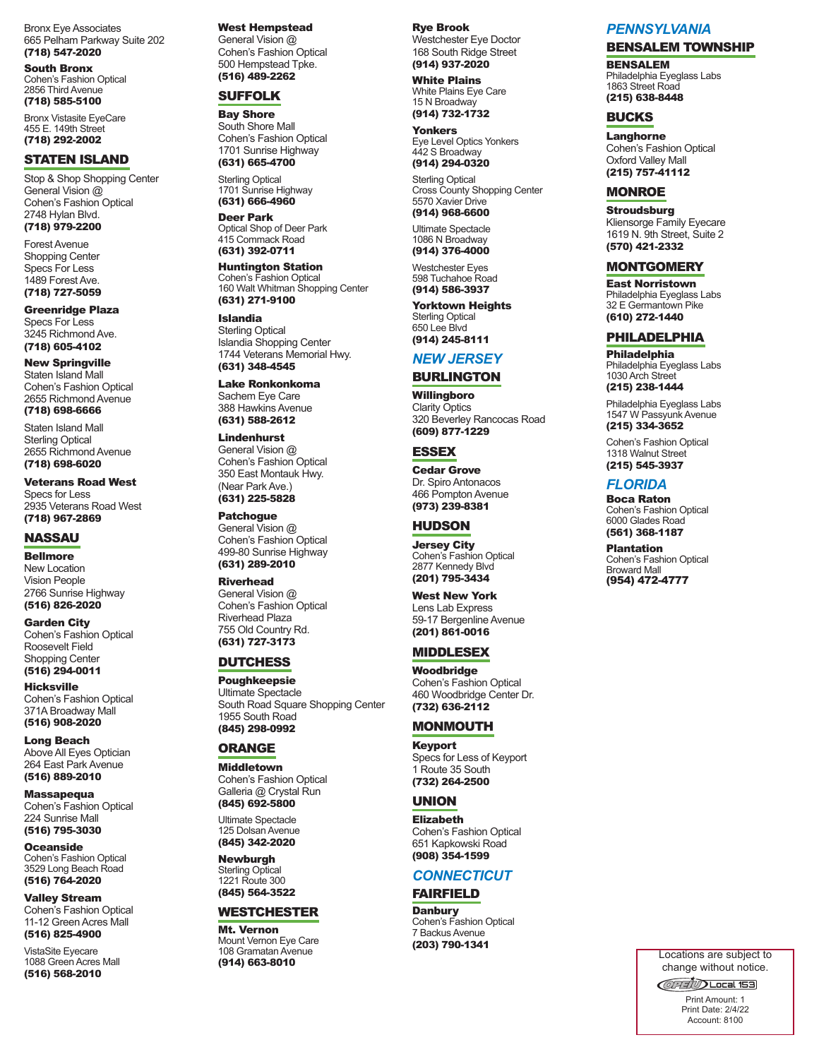Bronx Eye Associates
665 Pelham Parkway Suite 202
**(718) 547-2020**

**South Bronx**
Cohen's Fashion Optical
2856 Third Avenue
**(718) 585-5100**

Bronx Vistasite EyeCare
455 E. 149th Street
**(718) 292-2002**

## STATEN ISLAND

Stop & Shop Shopping Center
General Vision @
Cohen's Fashion Optical
2748 Hylan Blvd.
**(718) 979-2200**

Forest Avenue
Shopping Center
Specs For Less
1489 Forest Ave.
**(718) 727-5059**

**Greenridge Plaza**
Specs For Less
3245 Richmond Ave.
**(718) 605-4102**

**New Springville**
Staten Island Mall
Cohen's Fashion Optical
2655 Richmond Avenue
**(718) 698-6666**

Staten Island Mall
Sterling Optical
2655 Richmond Avenue
**(718) 698-6020**

**Veterans Road West**
Specs for Less
2935 Veterans Road West
**(718) 967-2869**

## NASSAU

**Bellmore**
New Location
Vision People
2766 Sunrise Highway
**(516) 826-2020**

**Garden City**
Cohen's Fashion Optical
Roosevelt Field
Shopping Center
**(516) 294-0011**

**Hicksville**
Cohen's Fashion Optical
371A Broadway Mall
**(516) 908-2020**

**Long Beach**
Above All Eyes Optician
264 East Park Avenue
**(516) 889-2010**

**Massapequa**
Cohen's Fashion Optical
224 Sunrise Mall
**(516) 795-3030**

**Oceanside**
Cohen's Fashion Optical
3529 Long Beach Road
**(516) 764-2020**

**Valley Stream**
Cohen's Fashion Optical
11-12 Green Acres Mall
**(516) 825-4900**

VistaSite Eyecare
1088 Green Acres Mall
**(516) 568-2010**

**West Hempstead**
General Vision @
Cohen's Fashion Optical
500 Hempstead Tpke.
**(516) 489-2262**

## SUFFOLK

**Bay Shore**
South Shore Mall
Cohen's Fashion Optical
1701 Sunrise Highway
**(631) 665-4700**

Sterling Optical
1701 Sunrise Highway
**(631) 666-4960**

**Deer Park**
Optical Shop of Deer Park
415 Commack Road
**(631) 392-0711**

**Huntington Station**
Cohen's Fashion Optical
160 Walt Whitman Shopping Center
**(631) 271-9100**

**Islandia**
Sterling Optical
Islandia Shopping Center
1744 Veterans Memorial Hwy.
**(631) 348-4545**

**Lake Ronkonkoma**
Sachem Eye Care
388 Hawkins Avenue
**(631) 588-2612**

**Lindenhurst**
General Vision @
Cohen's Fashion Optical
350 East Montauk Hwy.
(Near Park Ave.)
**(631) 225-5828**

**Patchogue**
General Vision @
Cohen's Fashion Optical
499-80 Sunrise Highway
**(631) 289-2010**

**Riverhead**
General Vision @
Cohen's Fashion Optical
Riverhead Plaza
755 Old Country Rd.
**(631) 727-3173**

## DUTCHESS

**Poughkeepsie**
Ultimate Spectacle
South Road Square Shopping Center
1955 South Road
**(845) 298-0992**

## ORANGE

**Middletown**
Cohen's Fashion Optical
Galleria @ Crystal Run
**(845) 692-5800**

Ultimate Spectacle
125 Dolsan Avenue
**(845) 342-2020**

**Newburgh**
Sterling Optical
1221 Route 300
**(845) 564-3522**

## WESTCHESTER

**Mt. Vernon**
Mount Vernon Eye Care
108 Gramatan Avenue
**(914) 663-8010**

**Rye Brook**
Westchester Eye Doctor
168 South Ridge Street
**(914) 937-2020**

**White Plains**
White Plains Eye Care
15 N Broadway
**(914) 732-1732**

**Yonkers**
Eye Level Optics Yonkers
442 S Broadway
**(914) 294-0320**

Sterling Optical
Cross County Shopping Center
5570 Xavier Drive
**(914) 968-6600**

Ultimate Spectacle
1086 N Broadway
**(914) 376-4000**

Westchester Eyes
598 Tuchahoe Road
**(914) 586-3937**

**Yorktown Heights**
Sterling Optical
650 Lee Blvd
**(914) 245-8111**

# *NEW JERSEY*

## BURLINGTON

**Willingboro**
Clarity Optics
320 Beverley Rancocas Road
**(609) 877-1229**

## ESSEX

**Cedar Grove**
Dr. Spiro Antonacos
466 Pompton Avenue
**(973) 239-8381**

## HUDSON

**Jersey City**
Cohen's Fashion Optical
2877 Kennedy Blvd
**(201) 795-3434**

**West New York**
Lens Lab Express
59-17 Bergenline Avenue
**(201) 861-0016**

## MIDDLESEX

**Woodbridge**
Cohen's Fashion Optical
460 Woodbridge Center Dr.
**(732) 636-2112**

## MONMOUTH

**Keyport**
Specs for Less of Keyport
1 Route 35 South
**(732) 264-2500**

## UNION

**Elizabeth**
Cohen's Fashion Optical
651 Kapkowski Road
**(908) 354-1599**

# *CONNECTICUT*

## FAIRFIELD

**Danbury**
Cohen's Fashion Optical
7 Backus Avenue
**(203) 790-1341**

# *PENNSYLVANIA*

## BENSALEM TOWNSHIP

**BENSALEM**
Philadelphia Eyeglass Labs
1863 Street Road
**(215) 638-8448**

## BUCKS

**Langhorne**
Cohen's Fashion Optical
Oxford Valley Mall
**(215) 757-41112**

## MONROE

**Stroudsburg**
Kliensorge Family Eyecare
1619 N. 9th Street, Suite 2
**(570) 421-2332**

## MONTGOMERY

**East Norristown**
Philadelphia Eyeglass Labs
32 E Germantown Pike
**(610) 272-1440**

## PHILADELPHIA

**Philadelphia**
Philadelphia Eyeglass Labs
1030 Arch Street
**(215) 238-1444**

Philadelphia Eyeglass Labs
1547 W Passyunk Avenue
**(215) 334-3652**

Cohen's Fashion Optical
1318 Walnut Street
**(215) 545-3937**

# *FLORIDA*

**Boca Raton**
Cohen's Fashion Optical
6000 Glades Road
**(561) 368-1187**

**Plantation**
Cohen's Fashion Optical
Broward Mall
**(954) 472-4777**

Locations are subject to change without notice.

OPEIU Local 153

Print Amount: 1
Print Date: 2/4/22
Account: 8100